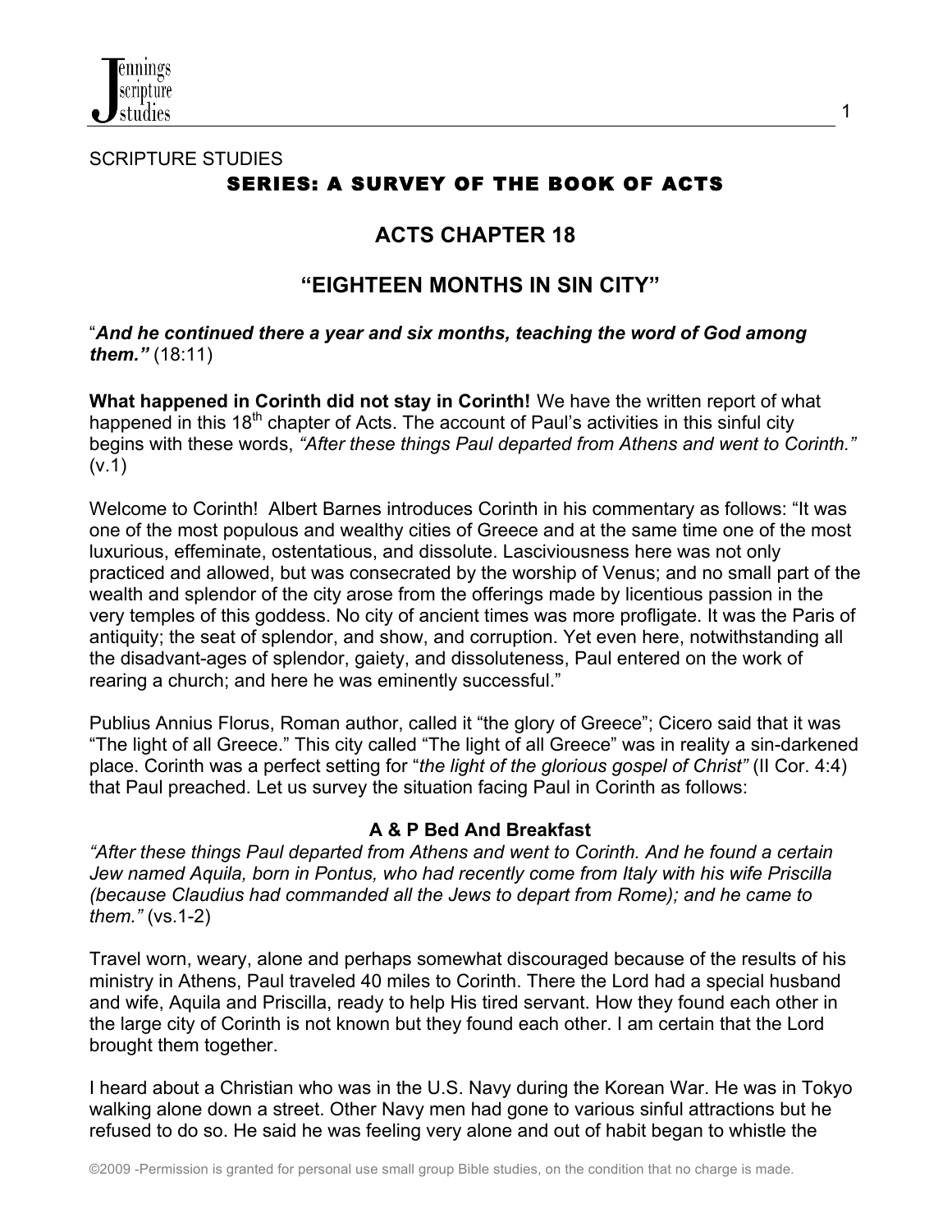SCRIPTURE STUDIES

## SERIES: A SURVEY OF THE BOOK OF ACTS

# ACTS CHAPTER 18

# "EIGHTEEN MONTHS IN SIN CITY"

"***And he continued there a year and six months, teaching the word of God among them."*** (18:11)

**What happened in Corinth did not stay in Corinth!** We have the written report of what happened in this 18th chapter of Acts. The account of Paul's activities in this sinful city begins with these words, *"After these things Paul departed from Athens and went to Corinth."* (v.1)

Welcome to Corinth! Albert Barnes introduces Corinth in his commentary as follows: "It was one of the most populous and wealthy cities of Greece and at the same time one of the most luxurious, effeminate, ostentatious, and dissolute. Lasciviousness here was not only practiced and allowed, but was consecrated by the worship of Venus; and no small part of the wealth and splendor of the city arose from the offerings made by licentious passion in the very temples of this goddess. No city of ancient times was more profligate. It was the Paris of antiquity; the seat of splendor, and show, and corruption. Yet even here, notwithstanding all the disadvant-ages of splendor, gaiety, and dissoluteness, Paul entered on the work of rearing a church; and here he was eminently successful."

Publius Annius Florus, Roman author, called it "the glory of Greece"; Cicero said that it was "The light of all Greece." This city called "The light of all Greece" was in reality a sin-darkened place. Corinth was a perfect setting for "*the light of the glorious gospel of Christ"* (II Cor. 4:4) that Paul preached. Let us survey the situation facing Paul in Corinth as follows:

### A & P Bed And Breakfast

*"After these things Paul departed from Athens and went to Corinth. And he found a certain Jew named Aquila, born in Pontus, who had recently come from Italy with his wife Priscilla (because Claudius had commanded all the Jews to depart from Rome); and he came to them."* (vs.1-2)

Travel worn, weary, alone and perhaps somewhat discouraged because of the results of his ministry in Athens, Paul traveled 40 miles to Corinth. There the Lord had a special husband and wife, Aquila and Priscilla, ready to help His tired servant. How they found each other in the large city of Corinth is not known but they found each other. I am certain that the Lord brought them together.

I heard about a Christian who was in the U.S. Navy during the Korean War. He was in Tokyo walking alone down a street. Other Navy men had gone to various sinful attractions but he refused to do so. He said he was feeling very alone and out of habit began to whistle the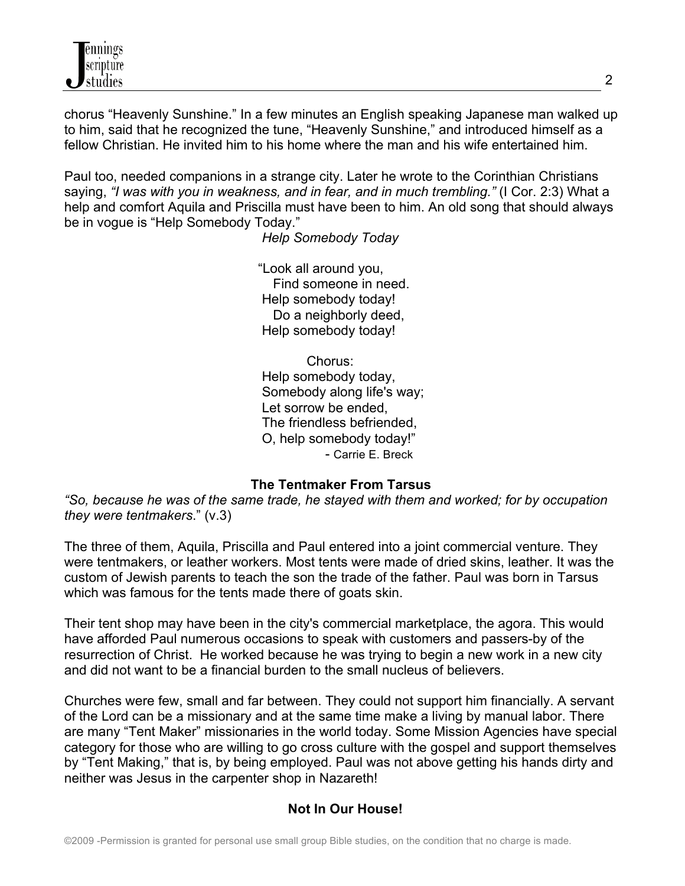chorus "Heavenly Sunshine." In a few minutes an English speaking Japanese man walked up to him, said that he recognized the tune, "Heavenly Sunshine," and introduced himself as a fellow Christian. He invited him to his home where the man and his wife entertained him.

Paul too, needed companions in a strange city. Later he wrote to the Corinthian Christians saying, *"I was with you in weakness, and in fear, and in much trembling."* (I Cor. 2:3) What a help and comfort Aquila and Priscilla must have been to him. An old song that should always be in vogue is "Help Somebody Today."

*Help Somebody Today*

"Look all around you,  
Find someone in need.  
Help somebody today!  
Do a neighborly deed,  
Help somebody today!

Chorus:  
Help somebody today,  
Somebody along life's way;  
Let sorrow be ended,  
The friendless befriended,  
O, help somebody today!"  
- Carrie E. Breck

### The Tentmaker From Tarsus

*"So, because he was of the same trade, he stayed with them and worked; for by occupation they were tentmakers*." (v.3)

The three of them, Aquila, Priscilla and Paul entered into a joint commercial venture. They were tentmakers, or leather workers. Most tents were made of dried skins, leather. It was the custom of Jewish parents to teach the son the trade of the father. Paul was born in Tarsus which was famous for the tents made there of goats skin.

Their tent shop may have been in the city's commercial marketplace, the agora. This would have afforded Paul numerous occasions to speak with customers and passers-by of the resurrection of Christ. He worked because he was trying to begin a new work in a new city and did not want to be a financial burden to the small nucleus of believers.

Churches were few, small and far between. They could not support him financially. A servant of the Lord can be a missionary and at the same time make a living by manual labor. There are many "Tent Maker" missionaries in the world today. Some Mission Agencies have special category for those who are willing to go cross culture with the gospel and support themselves by "Tent Making," that is, by being employed. Paul was not above getting his hands dirty and neither was Jesus in the carpenter shop in Nazareth!

### Not In Our House!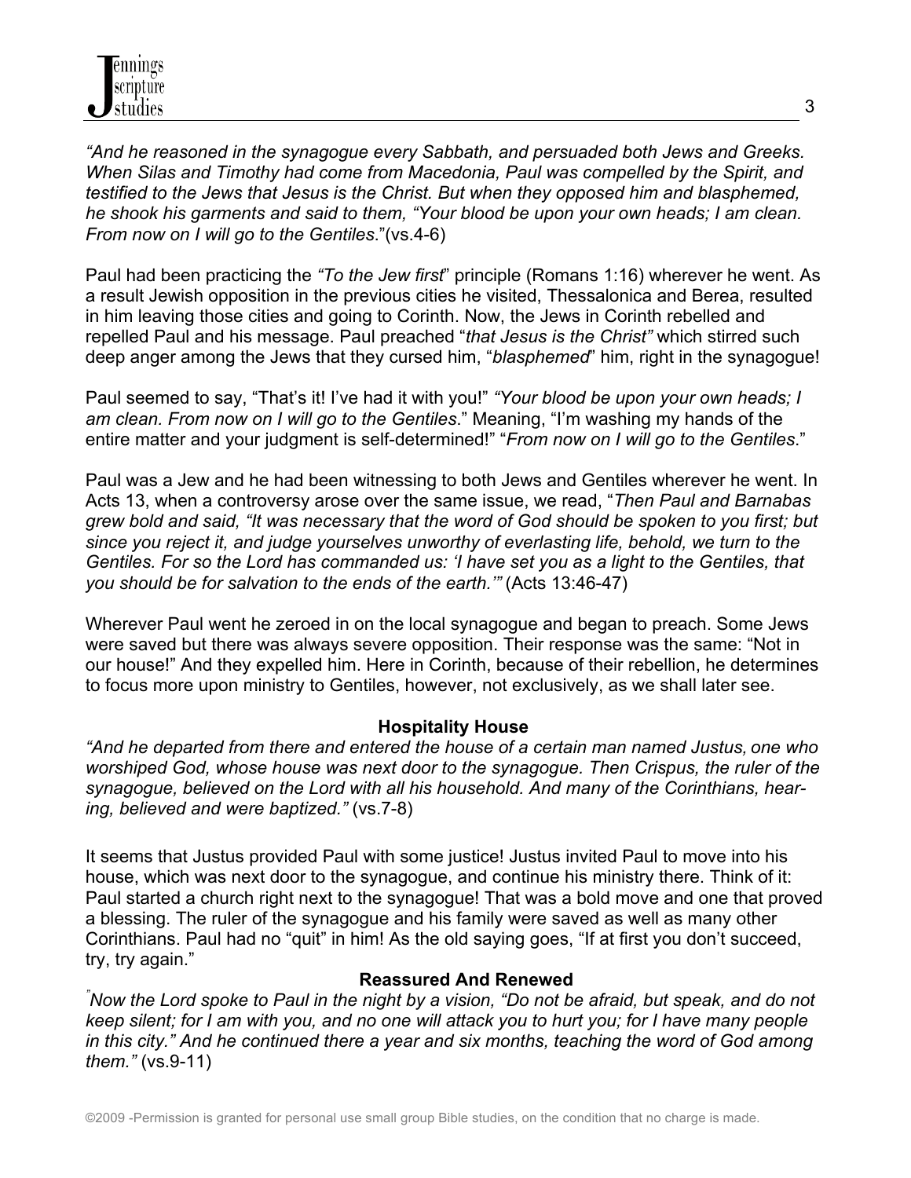*"And he reasoned in the synagogue every Sabbath, and persuaded both Jews and Greeks. When Silas and Timothy had come from Macedonia, Paul was compelled by the Spirit, and testified to the Jews that Jesus is the Christ. But when they opposed him and blasphemed, he shook his garments and said to them, "Your blood be upon your own heads; I am clean. From now on I will go to the Gentiles."*(vs.4-6)

Paul had been practicing the *"To the Jew first*" principle (Romans 1:16) wherever he went. As a result Jewish opposition in the previous cities he visited, Thessalonica and Berea, resulted in him leaving those cities and going to Corinth. Now, the Jews in Corinth rebelled and repelled Paul and his message. Paul preached "*that Jesus is the Christ"* which stirred such deep anger among the Jews that they cursed him, "*blasphemed*" him, right in the synagogue!

Paul seemed to say, "That's it! I've had it with you!" *"Your blood be upon your own heads; I am clean. From now on I will go to the Gentiles*." Meaning, "I'm washing my hands of the entire matter and your judgment is self-determined!" "*From now on I will go to the Gentiles*."

Paul was a Jew and he had been witnessing to both Jews and Gentiles wherever he went. In Acts 13, when a controversy arose over the same issue, we read, "*Then Paul and Barnabas grew bold and said, "It was necessary that the word of God should be spoken to you first; but since you reject it, and judge yourselves unworthy of everlasting life, behold, we turn to the Gentiles. For so the Lord has commanded us: 'I have set you as a light to the Gentiles, that you should be for salvation to the ends of the earth.'"* (Acts 13:46-47)

Wherever Paul went he zeroed in on the local synagogue and began to preach. Some Jews were saved but there was always severe opposition. Their response was the same: "Not in our house!" And they expelled him. Here in Corinth, because of their rebellion, he determines to focus more upon ministry to Gentiles, however, not exclusively, as we shall later see.

**Hospitality House**

*"And he departed from there and entered the house of a certain man named Justus, one who worshiped God, whose house was next door to the synagogue. Then Crispus, the ruler of the synagogue, believed on the Lord with all his household. And many of the Corinthians, hearing, believed and were baptized."* (vs.7-8)

It seems that Justus provided Paul with some justice! Justus invited Paul to move into his house, which was next door to the synagogue, and continue his ministry there. Think of it: Paul started a church right next to the synagogue! That was a bold move and one that proved a blessing. The ruler of the synagogue and his family were saved as well as many other Corinthians. Paul had no "quit" in him! As the old saying goes, "If at first you don't succeed, try, try again."

**Reassured And Renewed**

*"Now the Lord spoke to Paul in the night by a vision, "Do not be afraid, but speak, and do not keep silent; for I am with you, and no one will attack you to hurt you; for I have many people in this city." And he continued there a year and six months, teaching the word of God among them."* (vs.9-11)

©2009 -Permission is granted for personal use small group Bible studies, on the condition that no charge is made.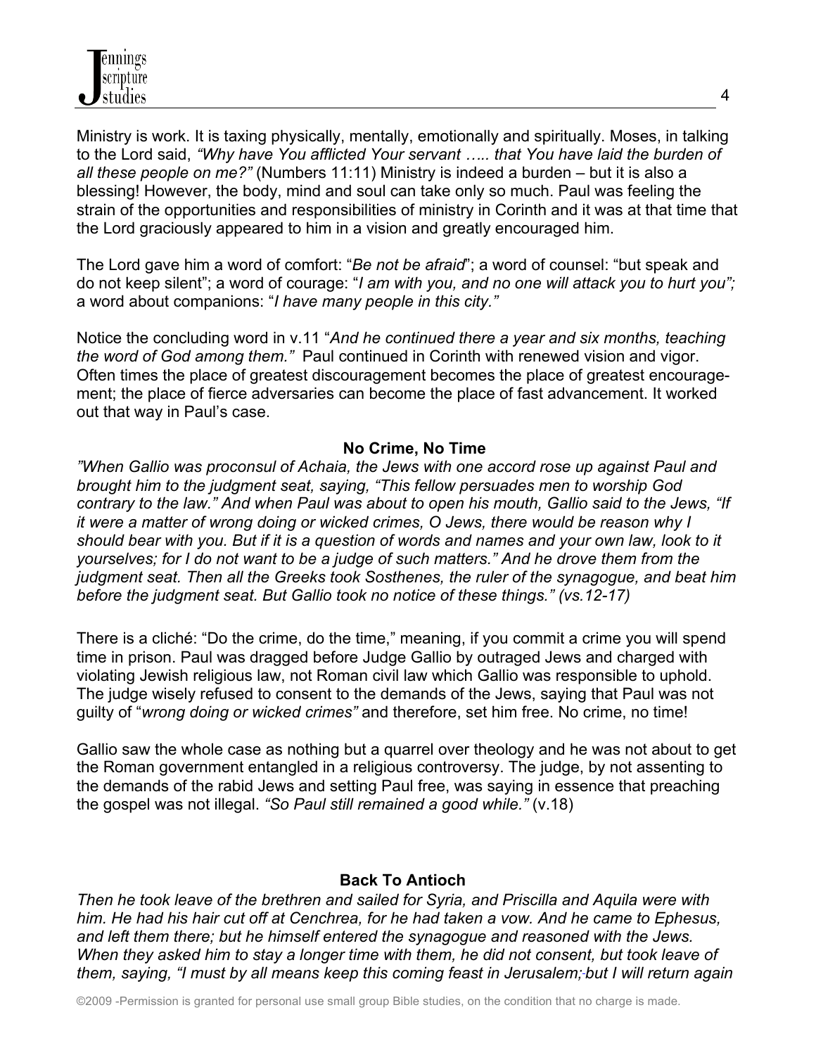Ministry is work. It is taxing physically, mentally, emotionally and spiritually. Moses, in talking to the Lord said, *"Why have You afflicted Your servant ….. that You have laid the burden of all these people on me?"* (Numbers 11:11) Ministry is indeed a burden – but it is also a blessing! However, the body, mind and soul can take only so much. Paul was feeling the strain of the opportunities and responsibilities of ministry in Corinth and it was at that time that the Lord graciously appeared to him in a vision and greatly encouraged him.

The Lord gave him a word of comfort: "*Be not be afraid*"; a word of counsel: "but speak and do not keep silent"; a word of courage: "*I am with you, and no one will attack you to hurt you";* a word about companions: "*I have many people in this city."*

Notice the concluding word in v.11 "*And he continued there a year and six months, teaching the word of God among them."* Paul continued in Corinth with renewed vision and vigor. Often times the place of greatest discouragement becomes the place of greatest encouragement; the place of fierce adversaries can become the place of fast advancement. It worked out that way in Paul's case.

**No Crime, No Time**

*"When Gallio was proconsul of Achaia, the Jews with one accord rose up against Paul and brought him to the judgment seat, saying, "This fellow persuades men to worship God contrary to the law." And when Paul was about to open his mouth, Gallio said to the Jews, "If it were a matter of wrong doing or wicked crimes, O Jews, there would be reason why I should bear with you. But if it is a question of words and names and your own law, look to it yourselves; for I do not want to be a judge of such matters." And he drove them from the judgment seat. Then all the Greeks took Sosthenes, the ruler of the synagogue, and beat him before the judgment seat. But Gallio took no notice of these things." (vs.12-17)*

There is a cliché: "Do the crime, do the time," meaning, if you commit a crime you will spend time in prison. Paul was dragged before Judge Gallio by outraged Jews and charged with violating Jewish religious law, not Roman civil law which Gallio was responsible to uphold. The judge wisely refused to consent to the demands of the Jews, saying that Paul was not guilty of "*wrong doing or wicked crimes"* and therefore, set him free. No crime, no time!

Gallio saw the whole case as nothing but a quarrel over theology and he was not about to get the Roman government entangled in a religious controversy. The judge, by not assenting to the demands of the rabid Jews and setting Paul free, was saying in essence that preaching the gospel was not illegal. *"So Paul still remained a good while."* (v.18)

**Back To Antioch**

*Then he took leave of the brethren and sailed for Syria, and Priscilla and Aquila were with him. He had his hair cut off at Cenchrea, for he had taken a vow. And he came to Ephesus, and left them there; but he himself entered the synagogue and reasoned with the Jews. When they asked him to stay a longer time with them, he did not consent, but took leave of them, saying, "I must by all means keep this coming feast in Jerusalem; but I will return again*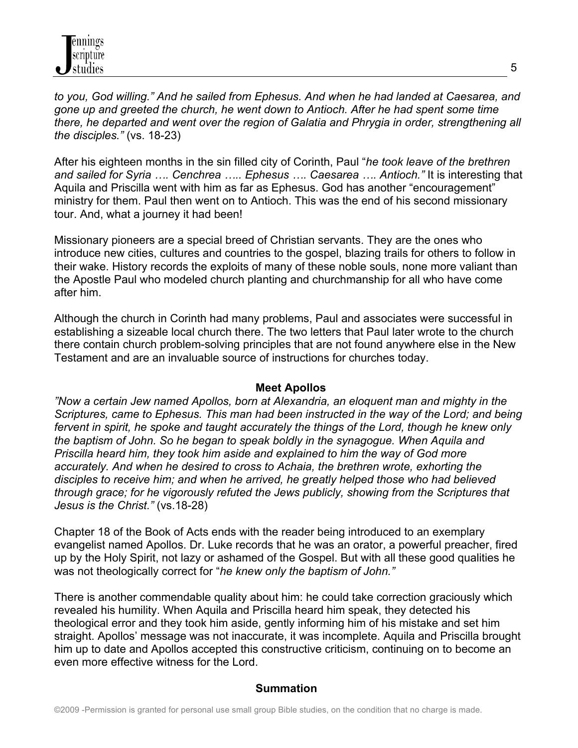*to you, God willing." And he sailed from Ephesus. And when he had landed at Caesarea, and gone up and greeted the church, he went down to Antioch. After he had spent some time there, he departed and went over the region of Galatia and Phrygia in order, strengthening all the disciples."* (vs. 18-23)

After his eighteen months in the sin filled city of Corinth, Paul "*he took leave of the brethren and sailed for Syria …. Cenchrea ….. Ephesus …. Caesarea …. Antioch."* It is interesting that Aquila and Priscilla went with him as far as Ephesus. God has another "encouragement" ministry for them. Paul then went on to Antioch. This was the end of his second missionary tour. And, what a journey it had been!

Missionary pioneers are a special breed of Christian servants. They are the ones who introduce new cities, cultures and countries to the gospel, blazing trails for others to follow in their wake. History records the exploits of many of these noble souls, none more valiant than the Apostle Paul who modeled church planting and churchmanship for all who have come after him.

Although the church in Corinth had many problems, Paul and associates were successful in establishing a sizeable local church there. The two letters that Paul later wrote to the church there contain church problem-solving principles that are not found anywhere else in the New Testament and are an invaluable source of instructions for churches today.

**Meet Apollos**

*"Now a certain Jew named Apollos, born at Alexandria, an eloquent man and mighty in the Scriptures, came to Ephesus. This man had been instructed in the way of the Lord; and being fervent in spirit, he spoke and taught accurately the things of the Lord, though he knew only the baptism of John. So he began to speak boldly in the synagogue. When Aquila and Priscilla heard him, they took him aside and explained to him the way of God more accurately. And when he desired to cross to Achaia, the brethren wrote, exhorting the disciples to receive him; and when he arrived, he greatly helped those who had believed through grace; for he vigorously refuted the Jews publicly, showing from the Scriptures that Jesus is the Christ."* (vs.18-28)

Chapter 18 of the Book of Acts ends with the reader being introduced to an exemplary evangelist named Apollos. Dr. Luke records that he was an orator, a powerful preacher, fired up by the Holy Spirit, not lazy or ashamed of the Gospel. But with all these good qualities he was not theologically correct for "*he knew only the baptism of John."*

There is another commendable quality about him: he could take correction graciously which revealed his humility. When Aquila and Priscilla heard him speak, they detected his theological error and they took him aside, gently informing him of his mistake and set him straight. Apollos' message was not inaccurate, it was incomplete. Aquila and Priscilla brought him up to date and Apollos accepted this constructive criticism, continuing on to become an even more effective witness for the Lord.

**Summation**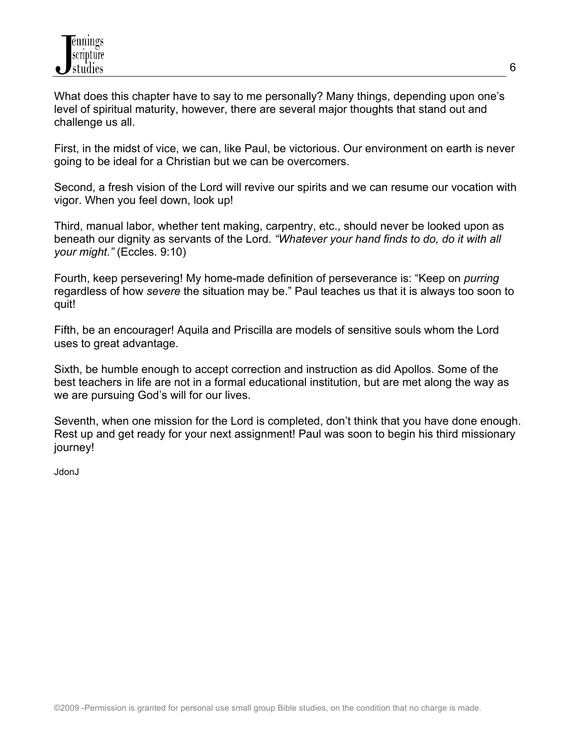What does this chapter have to say to me personally? Many things, depending upon one's level of spiritual maturity, however, there are several major thoughts that stand out and challenge us all.

First, in the midst of vice, we can, like Paul, be victorious. Our environment on earth is never going to be ideal for a Christian but we can be overcomers.

Second, a fresh vision of the Lord will revive our spirits and we can resume our vocation with vigor. When you feel down, look up!

Third, manual labor, whether tent making, carpentry, etc., should never be looked upon as beneath our dignity as servants of the Lord. *"Whatever your hand finds to do, do it with all your might."* (Eccles. 9:10)

Fourth, keep persevering! My home-made definition of perseverance is: "Keep on *purring* regardless of how *severe* the situation may be." Paul teaches us that it is always too soon to quit!

Fifth, be an encourager! Aquila and Priscilla are models of sensitive souls whom the Lord uses to great advantage.

Sixth, be humble enough to accept correction and instruction as did Apollos. Some of the best teachers in life are not in a formal educational institution, but are met along the way as we are pursuing God's will for our lives.

Seventh, when one mission for the Lord is completed, don't think that you have done enough. Rest up and get ready for your next assignment! Paul was soon to begin his third missionary journey!

JdonJ

©2009 -Permission is granted for personal use small group Bible studies, on the condition that no charge is made.